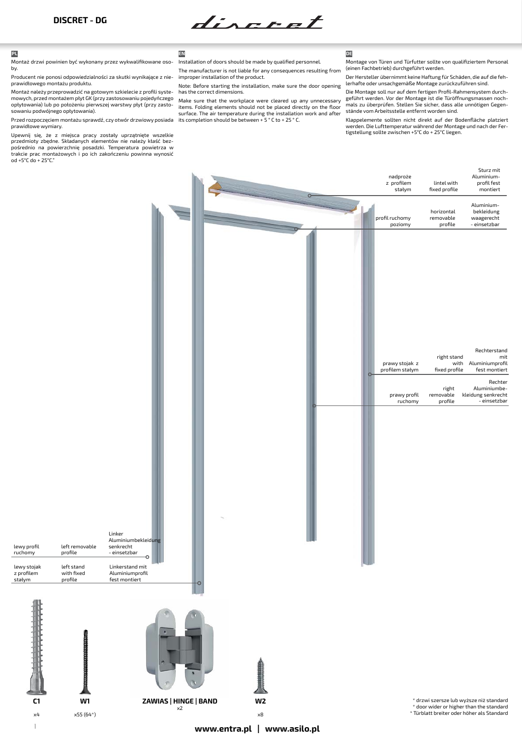# DISCRET - DG

discret

**PL**

Montaż drzwi powinien być wykonany przez wykwalifikowane osoby.

Producent nie ponosi odpowiedzialności za skutki wynikające z nieprawidłowego montażu produktu.

Montaż należy przeprowadzić na gotowym szkielecie z profili systemowych, przed montażem płyt GK (przy zastosowaniu pojedyńczego opłytowania) lub po położeniu pierwszej warstwy płyt (przy zastosowaniu podwójnego opłytowania).

Przed rozpoczęciem montażu sprawdź, czy otwór drzwiowy posiada prawidłowe wymiary.

Upewnij się, że z miejsca pracy zostały uprzątnięte wszelkie przedmioty zbędne. Składanych elementów nie należy kłaść bezpośrednio na powierzchnię posadzki. Temperatura powietrza w trakcie prac montażowych i po ich zakończeniu powinna wynosić od +5°C do + 25°C."

**EN**

Installation of doors should be made by qualified personnel.

The manufacturer is not liable for any consequences resulting from improper installation of the product.

Note: Before starting the installation, make sure the door opening has the correct dimensions.

Make sure that the workplace were cleared up any unnecessary items. Folding elements should not be placed directly on the floor surface. The air temperature during the installation work and after its completion should be between + 5 ° C to + 25 ° C.

**DE**

Montage von Türen und Türfutter sollte von qualifiziertem Personal (einen Fachbetrieb) durchgeführt werden.

Der Hersteller übernimmt keine Haftung für Schäden, die auf die fehlerhafte oder unsachgemäße Montage zurückzuführen sind.

Die Montage soll nur auf dem fertigen Profil-Rahmensystem durchgeführt werden. Vor der Montage ist die Türöffnungsmassen nochmals zu überprüfen. Stellen Sie sicher, dass alle unnötigen Gegenstände vom Arbeitsstelle entfernt worden sind.

Klappelemente sollten nicht direkt auf der Bodenfläche platziert werden. Die Lufttemperatur während der Montage und nach der Fertigstellung sollte zwischen +5°C do + 25°C liegen.

| PL | EN | DE |
|---|---|---|
| nadproże z profilem stałym | lintel with fixed profile | Sturz mit Aluminiumprofil fest montiert |
| profil ruchomy poziomy | horizontal removable profile | Aluminiumbekleidung waagerecht - einsetzbar |
| prawy stojak z profilem stałym | right stand with fixed profile | Rechterstand mit Aluminiumprofil fest montiert |
| prawy profil ruchomy | right removable profile | Rechter Aluminiumbekleidung senkrecht - einsetzbar |
| lewy profil ruchomy | left removable profile | Linker Aluminiumbekleidung senkrecht - einsetzbar |
| lewy stojak z profilem stałym | left stand with fixed profile | Linkerstand mit Aluminiumprofil fest montiert |

| C1 | W1 | ZAWIAS \| HINGE \| BAND | W2 |
|---|---|---|---|
| x4 | x55 (64*) | x2 | x8 |

* drzwi szersze lub wyższe niż standard
* door wider or higher than the standard
* Türblatt breiter oder höher als Standard

**www.entra.pl | www.asilo.pl**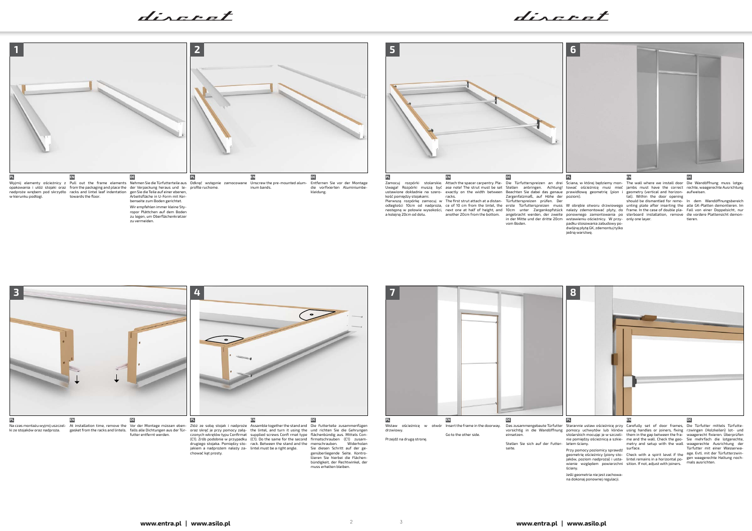## 1

**PL**
Wyjmij elementy ościeżnicy z opakowania i ułóż stojaki oraz nadproże wrębem pod skrzydło w kierunku podłogi.

**EN**
Pull out the frame elements from the packaging and place the racks and lintel leaf indentation towards the floor.

**DE**
Nehmen Sie die Türfutterteile aus der Verpackung heraus und legen Sie die Teile auf einer ebenen, Arbeitsfläche in U-Form mit Kerbenseite zum Boden gerichtet.

Wir empfehlen immer kleine Styropor Plättchen auf dem Boden zu legen, um Oberflächenkratzer zu vermeiden.

## 2

**PL**
Odkręć wstępnie zamocowane profile ruchome.

**EN**
Unscrew the pre-mounted aluminum bands.

**DE**
Entfernen Sie vor der Montage die vorfixierten Aluminiumbekleidung.

## 3

**PL**
Na czas montażu wyjmij uszczelki ze stojaków oraz nadproża.

**EN**
At installation time, remove the gasket from the racks and lintels.

**DE**
Vor der Montage müssen ebenfalls alle Dichtungen aus der Türfutter entfernt werden.

## 4

**PL**
Złóż ze sobą stojak i nadproże oraz skręć je przy pomocy załączonych wkrętów typu Confirmat (C1). Zrób podobnie w przypadku drugiego stojaka. Pomiędzy stojakiem a nadprożem należy zachować kąt prosty.

**EN**
Assemble together the stand and the lintel, and turn it using the supplied screws Confi rmat type (C1). Do the same for the second rack. Between the stand and the lintel must be a right angle.

**DE**
Die Futterteile zusammenfügen und richten Sie die Gehrungen flächenbündig aus. Mittels Confirmatschrauben (C1) zusammenschrauben. Widerholen Sie diesen Schritt auf der gegenüberliegende Seite. Kontrollieren Sie hierbei die Flächenbündigkeit, der Rechtwinkel, der muss erhalten bleiben.

## 5

**PL**
Zamocuj rozpórki stolarskie. Uwaga! Rozpórki muszą być ustawione dokładnie na szerokość pomiędzy stojakami.
Pierwszą rozpórkę zamocuj w odległości 10cm od nadproża, następną w połowie wysokości, a kolejną 20cm od dołu.

**EN**
Attach the spacer carpentry. Please note! The strut must be set exactly on the width between racks.
The first strut attach at a distance of 10 cm from the lintel, the next one at half of height, and another 20cm from the bottom.

**DE**
Die Türfutterspreizen an drei Stellen anbringen. Achtung! Beachten Sie dabei das genaue Zargenfalzmaß, auf Höhe der Türfutterspreizen prüfen. Der erste Türfutterspreizen muss 10cm unter Zargenkopfstück angebracht werden, der zweite in der Mitte und der dritte 20cm vom Boden.

## 6

**PL**
Ściana, w której będziemy montować ościeżnicę musi mieć prawidłową geometrię (pion i poziom).
W obrębie otworu drzwiowego należy zdemontować płyty, do ponownego zamontowania po wstawieniu ościeżnicy. W przypadku stosowania zabudowy podwójną płytą GK, zdemontuj tylko jedną warstwę.

**EN**
The wall where we install door jambs must have the correct geometry (vertical and horizontal). Within the door opening should be dismantled for remounting plate after inserting the frame. In the case of double plasterboard installation, remove only one layer.

**DE**
Die Wandöffnung muss lotgerechte, waagerechte Ausrichtung aufweisen.
In dem Wandöffnungsbereich alle GK-Platten demontieren. Im Fall von einer Doppelsicht, nur die vordere Plattensicht demontieren.

## 7

**PL**
Wstaw ościeżnicę w otwór drzwiowy.
Przejdź na drugą stronę.

**EN**
Insert the frame in the doorway.
Go to the other side.

**DE**
Das zusammengebaute Türfutter vorsichtig in die Wandöffnung einsetzen.
Stellen Sie sich auf der Futterseite.

## 8

**PL**
Starannie ustaw ościeżnicę przy pomocy uchwytów lub klinów stolarskich mocując je w szczelinie pomiędzy ościeżnicą a szkieletem ściany.
Przy pomocy poziomicy sprawdź geometrię ościeżnicy (piony stojaków, poziom nadproża) i ustawienie względem powierzchni ściany.
Jeśli geometria nie jest zachowana dokonaj ponownej regulacji.

**EN**
Carefully set of door frames, using handles or joiners, fixing them in the gap between the frame and the wall. Check the geometry and setup with the wall surface.
Check with a spirit level if the lintel remains in a horizontal position. If not, adjust with joiners.

**DE**
Die Türfutter mittels Türfutterzwingen (Holzkeilen) lot- und waagerecht fixieren. Überprüfen Sie mehrfach die lotgerechte, waagerechte Ausrichtung der Türfutter mit einer Wasserwaage. Evtl. mit der Türfutterzwingen waagerechte Haltung nochmals ausrichten.

www.entra.pl | www.asilo.pl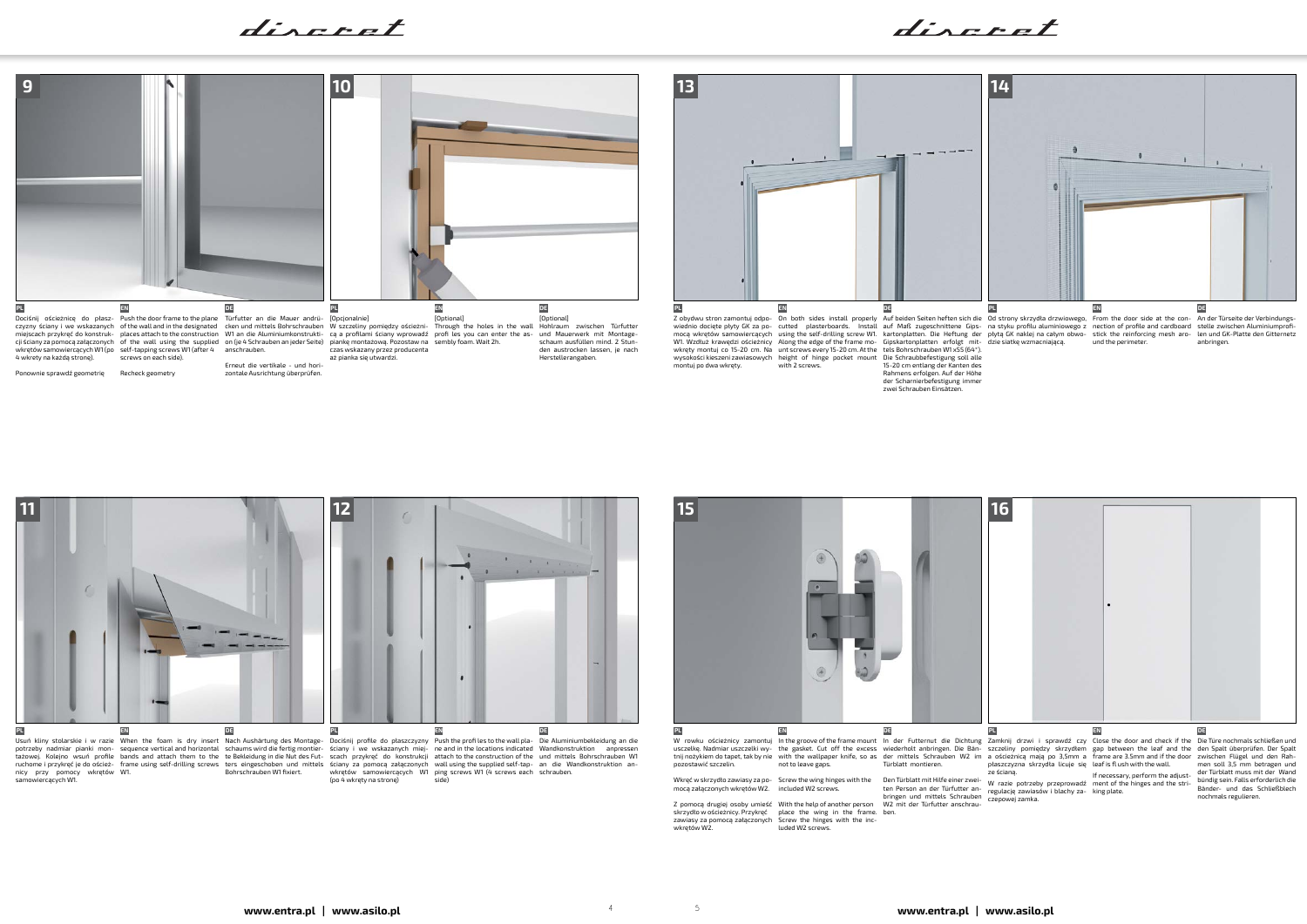## 9

**PL**

Dociśnij ościeżnicę do płaszczyzny ściany i we wskazanych miejscach przykręć do konstrukcji ściany za pomocą załączonych wkrętów samowiercących W1 (po 4 wkręty na każdą stronę).

Ponownie sprawdź geometrię

**EN**

Push the door frame to the plane of the wall and in the designated places attach to the construction of the wall using the supplied self-tapping screws W1 (after 4 screws on each side).

Recheck geometry

**DE**

Türfutter an die Mauer andrücken und mittels Bohrschrauben W1 an die Aluminiumkonstruktion (je 4 Schrauben an jeder Seite) anschrauben.

Erneut die vertikale - und horizontale Ausrichtung überprüfen.

## 10

**PL**

[Opcjonalnie]

W szczeliny pomiędzy ościeżnicą a profilami ściany wprowadź piankę montażową. Pozostaw na czas wskazany przez producenta aż pianka się utwardzi.

**EN**

[Optional]

Through the holes in the wall profi les you can enter the assembly foam. Wait 2h.

**DE**

[Optional]

Hohlraum zwischen Türfutter und Mauerwerk mit Montageschaum ausfüllen mind. 2 Stunden austrocken lassen, je nach Herstellerangaben.

## 11

**PL**

Usuń kliny stolarskie i w razie potrzeby nadmiar pianki montażowej. Kolejno wsuń profile ruchome i przykręć je do ościeżnicy przy pomocy wkrętów samowiercących W1.

**EN**

When the foam is dry insert sequence vertical and horizontal bands and attach them to the frame using self-drilling screws W1.

**DE**

Nach Aushärtung des Montageschaums wird die fertig montierte Bekleidung in die Nut des Futters eingeschoben und mittels Bohrschrauben W1 fixiert.

## 12

**PL**

Dociśnij profile do płaszczyzny ściany i we wskazanych miejscach przykręć do konstrukcji ściany za pomocą załączonych wkrętów samowiercących W1 (po 4 wkręty na stronę)

**EN**

Push the profi les to the wall plane and in the locations indicated attach to the construction of the wall using the supplied self-tapping screws W1 (4 screws each side)

**DE**

Die Aluminiumbekleidung an die Wandkonstruktion anpressen und mittels Bohrschrauben W1 an die Wandkonstruktion anschrauben.

## 13

**PL**

Z obydwu stron zamontuj odpowiednio docięte płyty GK za pomocą wkrętów samowiercących W1. Wzdłuż krawędzi ościeżnicy wkręty montuj co 15-20 cm. Na wysokości kieszeni zawiasowych montuj po dwa wkręty.

**EN**

On both sides install properly cutted plasterboards. Install using the self-drilling screw W1. Along the edge of the frame mount screws every 15-20 cm. At the height of hinge pocket mount with 2 screws.

**DE**

Auf beiden Seiten heften sich die auf Maß zugeschnittene Gipskartonplatten. Die Heftung der Gipskartonplatten erfolgt mittels Bohrschrauben W1 x55 (64"). Die Schraubbefestigung soll alle 15-20 cm entlang der Kanten des Rahmens erfolgen. Auf der Höhe der Scharnierbefestigung immer zwei Schrauben Einsätzen.

## 14

**PL**

Od strony skrzydła drzwiowego, na styku profilu aluminiowego z płytą GK naklej na całym obwodzie siatkę wzmacniającą.

**EN**

From the door side at the connection of profile and cardboard stick the reinforcing mesh around the perimeter.

**DE**

An der Türseite der Verbindungsstelle zwischen Aluminiumprofilen und GK-Platte den Gitternetz anbringen.

## 15

**PL**

W rowku ościeżnicy zamontuj uszczelkę. Nadmiar uszczelki wytnij nożykiem do tapet, tak by nie pozostawić szczelin.

Wkręć w skrzydło zawiasy za pomocą załączonych wkrętów W2.

Z pomocą drugiej osoby umieść skrzydło w ościeżnicy. Przykręć zawiasy za pomocą załączonych wkrętów W2.

**EN**

In the groove of the frame mount the gasket. Cut off the excess with the wallpaper knife, so as not to leave gaps.

Screw the wing hinges with the included W2 screws.

With the help of another person place the wing in the frame. Screw the hinges with the included W2 screws.

**DE**

In der Futternut die Dichtung wiederholt anbringen. Die Bänder mittels Schrauben W2 im Türblatt montieren.

Den Türblatt mit Hilfe einer zweiten Person an der Türfutter anbringen und mittels Schrauben W2 mit der Türfutter anschrauben.

## 16

**PL**

Zamknij drzwi i sprawdź czy szczeliny pomiędzy skrzydłem a ościeżnicą mają po 3,5mm a płaszczyzna skrzydła licuje się ze ścianą.

W razie potrzeby przeprowadź regulację zawiasów i blachy zaczepowej zamka.

**EN**

Close the door and check if the gap between the leaf and the frame are 3.5mm and if the door leaf is fl ush with the wall.

If necessary, perform the adjustment of the hinges and the striking plate.

**DE**

Die Türe nochmals schließen und den Spalt überprüfen. Der Spalt zwischen Flügel und den Rahmen soll 3,5 mm betragen und der Türblatt muss mit der Wand bündig sein. Falls erforderlich die Bänder- und das Schließblech nochmals regulieren.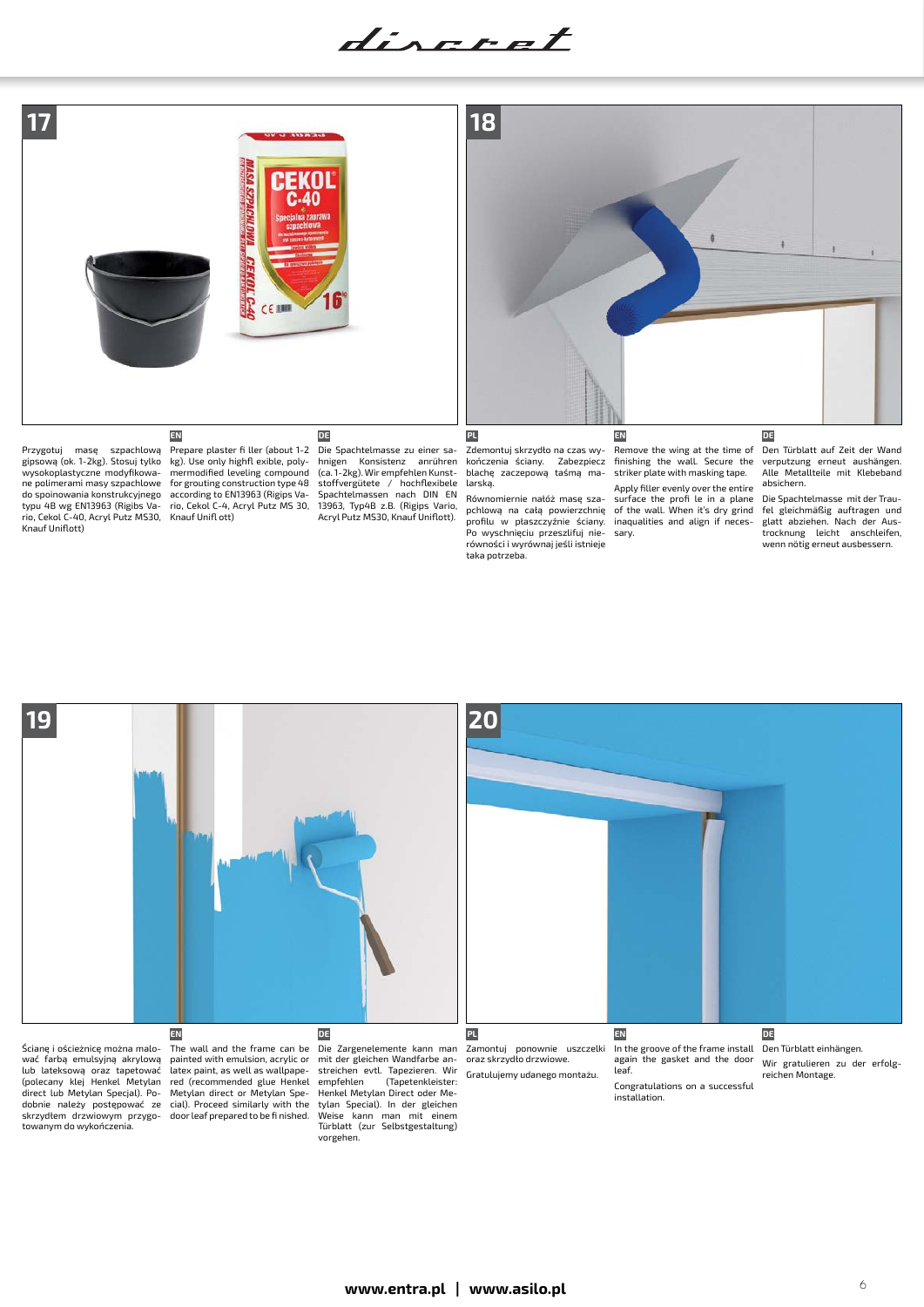## 17

Przygotuj masę szpachlową gipsową (ok. 1-2kg). Stosuj tylko wysokoplastyczne modyfikowane polimerami masy szpachlowe do spoinowania konstrukcyjnego typu 4B wg EN13963 (Rigibs Vario, Cekol C-40, Acryl Putz MS30, Knauf Uniflott)

**EN**

Prepare plaster fi ller (about 1-2 kg). Use only highfl exible, polymermodified leveling compound for grouting construction type 4B according to EN13963 (Rigips Vario, Cekol C-4, Acryl Putz MS 30, Knauf Unifl ott)

**DE**

Die Spachtelmasse zu einer sahnigen Konsistenz anrühren (ca.1-2kg). Wir empfehlen Kunststoffvergütete / hochflexibele Spachtelmassen nach DIN EN 13963, Typ4B z.B. (Rigips Vario, Acryl Putz MS30, Knauf Uniflott).

## 18

**PL**

Zdemontuj skrzydło na czas wykończenia ściany. Zabezpiecz blachę zaczepową taśmą malarską.

Równomiernie nałóż masę szpachlową na całą powierzchnię profilu w płaszczyźnie ściany. Po wyschnięciu przeszlifuj nierówności i wyrównaj jeśli istnieje taka potrzeba.

**EN**

Remove the wing at the time of finishing the wall. Secure the striker plate with masking tape.

Apply filler evenly over the entire surface the profi le in a plane of the wall. When it's dry grind inaqualities and align if necessary.

**DE**

Den Türblatt auf Zeit der Wand verputzung erneut aushängen. Alle Metallteile mit Klebeband absichern.

Die Spachtelmasse mit der Traufel gleichmäßig auftragen und glatt abziehen. Nach der Austrocknung leicht anschleifen, wenn nötig erneut ausbessern.

## 19

Ścianę i ościeżnicę można malować farbą emulsyjną akrylową lub lateksową oraz tapetować (polecany klej Henkel Metylan direct lub Metylan Specjal). Podobnie należy postępować ze skrzydłem drzwiowym przygotowanym do wykończenia.

**EN**

The wall and the frame can be painted with emulsion, acrylic or latex paint, as well as wallpapered (recommended glue Henkel Metylan direct or Metylan Special). Proceed similarly with the door leaf prepared to be fi nished.

**DE**

Die Zargenelemente kann man mit der gleichen Wandfarbe anstreichen evtl. Tapezieren. Wir empfehlen (Tapetenkleister: Henkel Metylan Direct oder Metylan Special). In der gleichen Weise kann man mit einem Türblatt (zur Selbstgestaltung) vorgehen.

## 20

**PL**

Zamontuj ponownie uszczelki oraz skrzydło drzwiowe.

Gratulujemy udanego montażu.

**EN**

In the groove of the frame install again the gasket and the door leaf.

Congratulations on a successful installation.

**DE**

Den Türblatt einhängen.

Wir gratulieren zu der erfolgreichen Montage.

**www.entra.pl | www.asilo.pl**